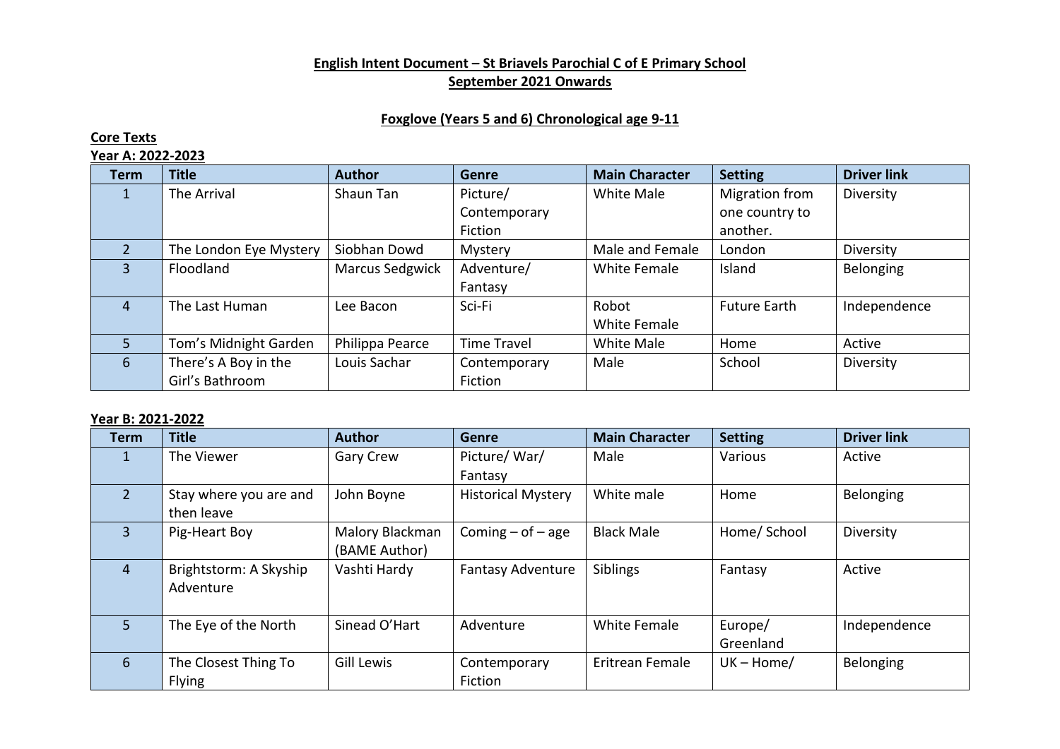**English Intent Document – St Briavels Parochial C of E Primary School**
**September 2021 Onwards**

**Foxglove (Years 5 and 6) Chronological age 9-11**

**Core Texts**

**Year A: 2022-2023**

| Term | Title | Author | Genre | Main Character | Setting | Driver link |
|---|---|---|---|---|---|---|
| 1 | The Arrival | Shaun Tan | Picture/ Contemporary Fiction | White Male | Migration from one country to another. | Diversity |
| 2 | The London Eye Mystery | Siobhan Dowd | Mystery | Male and Female | London | Diversity |
| 3 | Floodland | Marcus Sedgwick | Adventure/ Fantasy | White Female | Island | Belonging |
| 4 | The Last Human | Lee Bacon | Sci-Fi | Robot White Female | Future Earth | Independence |
| 5 | Tom's Midnight Garden | Philippa Pearce | Time Travel | White Male | Home | Active |
| 6 | There's A Boy in the Girl's Bathroom | Louis Sachar | Contemporary Fiction | Male | School | Diversity |

**Year B: 2021-2022**

| Term | Title | Author | Genre | Main Character | Setting | Driver link |
|---|---|---|---|---|---|---|
| 1 | The Viewer | Gary Crew | Picture/ War/ Fantasy | Male | Various | Active |
| 2 | Stay where you are and then leave | John Boyne | Historical Mystery | White male | Home | Belonging |
| 3 | Pig-Heart Boy | Malory Blackman (BAME Author) | Coming – of – age | Black Male | Home/ School | Diversity |
| 4 | Brightstorm: A Skyship Adventure | Vashti Hardy | Fantasy Adventure | Siblings | Fantasy | Active |
| 5 | The Eye of the North | Sinead O'Hart | Adventure | White Female | Europe/ Greenland | Independence |
| 6 | The Closest Thing To Flying | Gill Lewis | Contemporary Fiction | Eritrean Female | UK – Home/ | Belonging |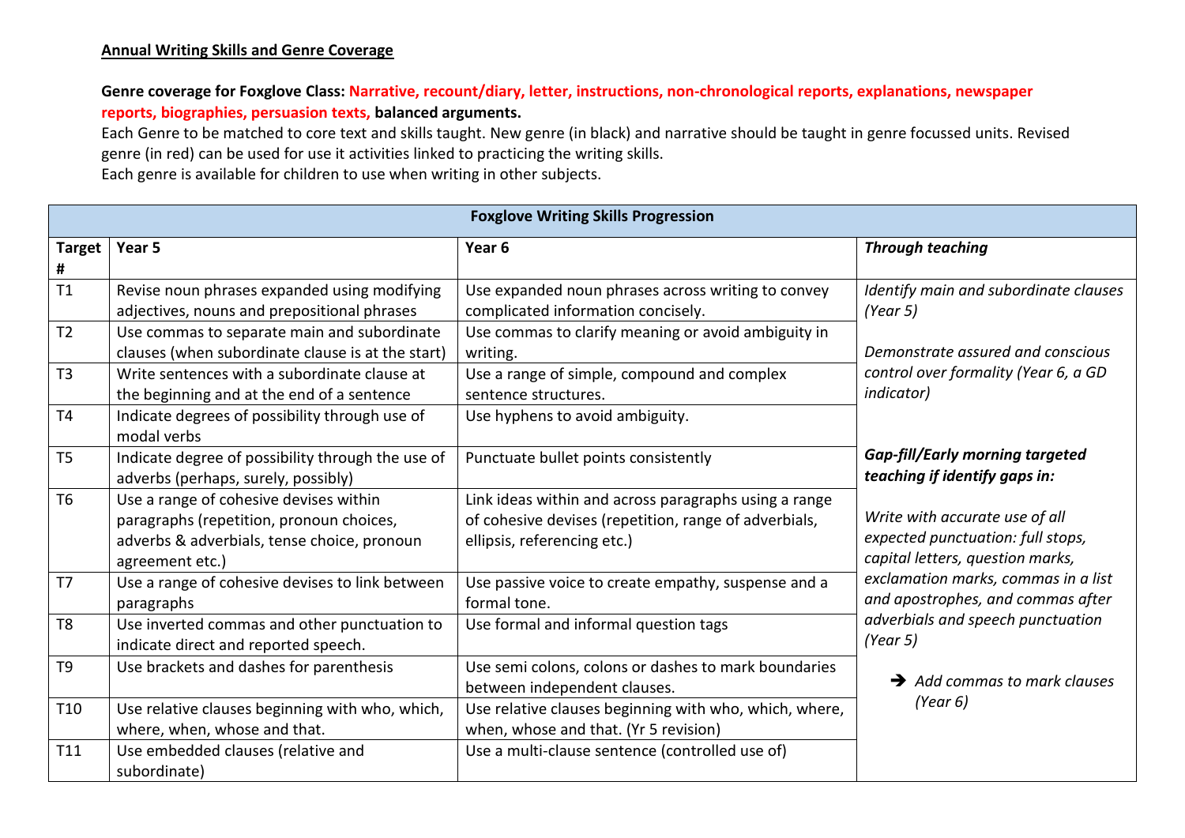**Annual Writing Skills and Genre Coverage**

**Genre coverage for Foxglove Class: Narrative, recount/diary, letter, instructions, non-chronological reports, explanations, newspaper reports, biographies, persuasion texts, balanced arguments.**

Each Genre to be matched to core text and skills taught. New genre (in black) and narrative should be taught in genre focussed units. Revised genre (in red) can be used for use it activities linked to practicing the writing skills.

Each genre is available for children to use when writing in other subjects.

| **Foxglove Writing Skills Progression** | | | |
|---|---|---|---|
| **Target #** | **Year 5** | **Year 6** | ***Through teaching*** |
| T1 | Revise noun phrases expanded using modifying adjectives, nouns and prepositional phrases | Use expanded noun phrases across writing to convey complicated information concisely. | *Identify main and subordinate clauses (Year 5)*<br><br>*Demonstrate assured and conscious control over formality (Year 6, a GD indicator)*<br><br>***Gap-fill/Early morning targeted teaching if identify gaps in:***<br><br>*Write with accurate use of all expected punctuation: full stops, capital letters, question marks, exclamation marks, commas in a list and apostrophes, and commas after adverbials and speech punctuation (Year 5)*<br><br>➔ *Add commas to mark clauses (Year 6)* |
| T2 | Use commas to separate main and subordinate clauses (when subordinate clause is at the start) | Use commas to clarify meaning or avoid ambiguity in writing. | |
| T3 | Write sentences with a subordinate clause at the beginning and at the end of a sentence | Use a range of simple, compound and complex sentence structures. | |
| T4 | Indicate degrees of possibility through use of modal verbs | Use hyphens to avoid ambiguity. | |
| T5 | Indicate degree of possibility through the use of adverbs (perhaps, surely, possibly) | Punctuate bullet points consistently | |
| T6 | Use a range of cohesive devises within paragraphs (repetition, pronoun choices, adverbs & adverbials, tense choice, pronoun agreement etc.) | Link ideas within and across paragraphs using a range of cohesive devises (repetition, range of adverbials, ellipsis, referencing etc.) | |
| T7 | Use a range of cohesive devises to link between paragraphs | Use passive voice to create empathy, suspense and a formal tone. | |
| T8 | Use inverted commas and other punctuation to indicate direct and reported speech. | Use formal and informal question tags | |
| T9 | Use brackets and dashes for parenthesis | Use semi colons, colons or dashes to mark boundaries between independent clauses. | |
| T10 | Use relative clauses beginning with who, which, where, when, whose and that. | Use relative clauses beginning with who, which, where, when, whose and that. (Yr 5 revision) | |
| T11 | Use embedded clauses (relative and subordinate) | Use a multi-clause sentence (controlled use of) | |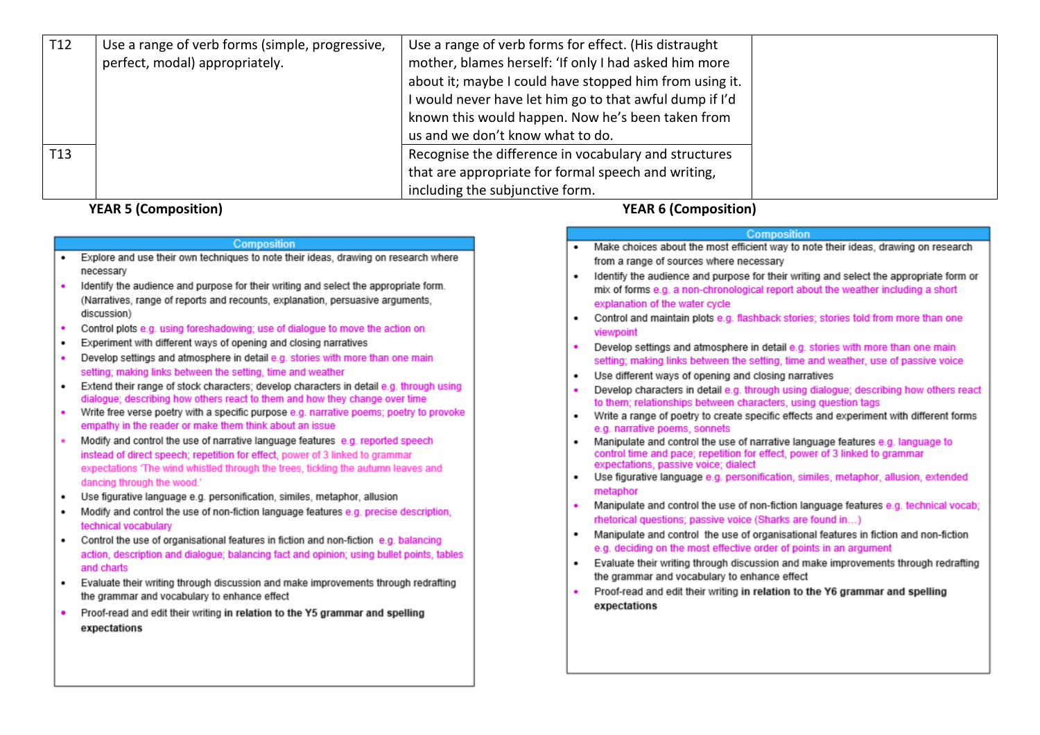| T12 | Use a range of verb forms (simple, progressive, perfect, modal) appropriately. | Use a range of verb forms for effect. (His distraught mother, blames herself: 'If only I had asked him more about it; maybe I could have stopped him from using it. I would never have let him go to that awful dump if I'd known this would happen. Now he's been taken from us and we don't know what to do. | |
|---|---|---|---|
| T13 | | Recognise the difference in vocabulary and structures that are appropriate for formal speech and writing, including the subjunctive form. | |

## YEAR 5 (Composition)

| Composition |
|---|
| • Explore and use their own techniques to note their ideas, drawing on research where necessary<br>• Identify the audience and purpose for their writing and select the appropriate form. (Narratives, range of reports and recounts, explanation, persuasive arguments, discussion)<br>• Control plots e.g. using foreshadowing; use of dialogue to move the action on<br>• Experiment with different ways of opening and closing narratives<br>• Develop settings and atmosphere in detail e.g. stories with more than one main setting; making links between the setting, time and weather<br>• Extend their range of stock characters; develop characters in detail e.g. through using dialogue; describing how others react to them and how they change over time<br>• Write free verse poetry with a specific purpose e.g. narrative poems; poetry to provoke empathy in the reader or make them think about an issue<br>• Modify and control the use of narrative language features e.g. reported speech instead of direct speech; repetition for effect, power of 3 linked to grammar expectations 'The wind whistled through the trees, tickling the autumn leaves and dancing through the wood.'<br>• Use figurative language e.g. personification, similes, metaphor, allusion<br>• Modify and control the use of non-fiction language features e.g. precise description, technical vocabulary<br>• Control the use of organisational features in fiction and non-fiction e.g. balancing action, description and dialogue; balancing fact and opinion; using bullet points, tables and charts<br>• Evaluate their writing through discussion and make improvements through redrafting the grammar and vocabulary to enhance effect<br>• Proof-read and edit their writing **in relation to the Y5 grammar and spelling expectations** |

## YEAR 6 (Composition)

| Composition |
|---|
| • Make choices about the most efficient way to note their ideas, drawing on research from a range of sources where necessary<br>• Identify the audience and purpose for their writing and select the appropriate form or mix of forms e.g. a non-chronological report about the weather including a short explanation of the water cycle<br>• Control and maintain plots e.g. flashback stories; stories told from more than one viewpoint<br>• Develop settings and atmosphere in detail e.g. stories with more than one main setting; making links between the setting, time and weather, use of passive voice<br>• Use different ways of opening and closing narratives<br>• Develop characters in detail e.g. through using dialogue; describing how others react to them; relationships between characters, using question tags<br>• Write a range of poetry to create specific effects and experiment with different forms e.g. narrative poems, sonnets<br>• Manipulate and control the use of narrative language features e.g. language to control time and pace; repetition for effect, power of 3 linked to grammar expectations, passive voice; dialect<br>• Use figurative language e.g. personification, similes, metaphor, allusion, extended metaphor<br>• Manipulate and control the use of non-fiction language features e.g. technical vocab; rhetorical questions; passive voice (Sharks are found in…)<br>• Manipulate and control the use of organisational features in fiction and non-fiction e.g. deciding on the most effective order of points in an argument<br>• Evaluate their writing through discussion and make improvements through redrafting the grammar and vocabulary to enhance effect<br>• Proof-read and edit their writing **in relation to the Y6 grammar and spelling expectations** |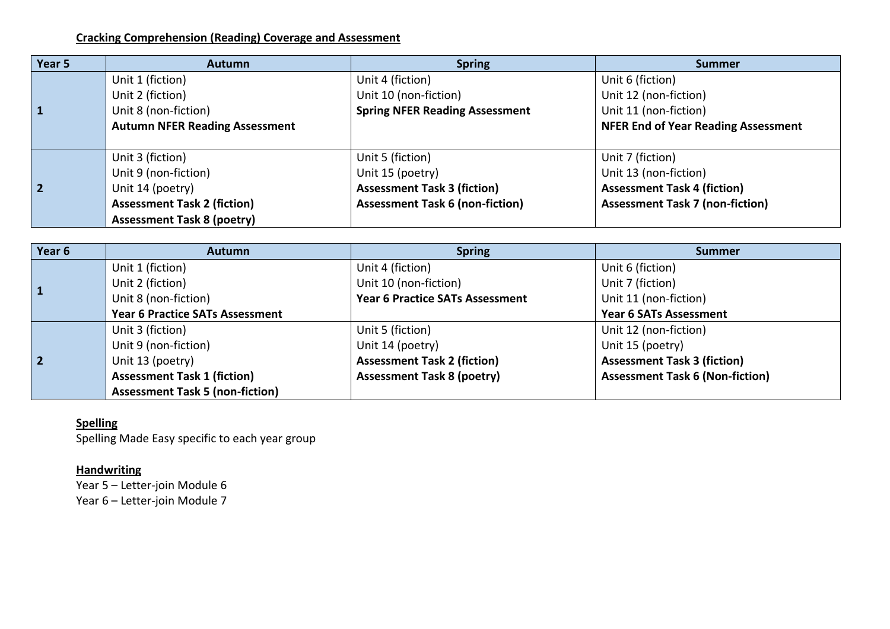**Cracking Comprehension (Reading) Coverage and Assessment**

| Year 5 | Autumn | Spring | Summer |
|---|---|---|---|
| 1 | Unit 1 (fiction)<br>Unit 2 (fiction)<br>Unit 8 (non-fiction)<br>**Autumn NFER Reading Assessment** | Unit 4 (fiction)<br>Unit 10 (non-fiction)<br>**Spring NFER Reading Assessment** | Unit 6 (fiction)<br>Unit 12 (non-fiction)<br>Unit 11 (non-fiction)<br>**NFER End of Year Reading Assessment** |
| 2 | Unit 3 (fiction)<br>Unit 9 (non-fiction)<br>Unit 14 (poetry)<br>**Assessment Task 2 (fiction)**<br>**Assessment Task 8 (poetry)** | Unit 5 (fiction)<br>Unit 15 (poetry)<br>**Assessment Task 3 (fiction)**<br>**Assessment Task 6 (non-fiction)** | Unit 7 (fiction)<br>Unit 13 (non-fiction)<br>**Assessment Task 4 (fiction)**<br>**Assessment Task 7 (non-fiction)** |

| Year 6 | Autumn | Spring | Summer |
|---|---|---|---|
| 1 | Unit 1 (fiction)<br>Unit 2 (fiction)<br>Unit 8 (non-fiction)<br>**Year 6 Practice SATs Assessment** | Unit 4 (fiction)<br>Unit 10 (non-fiction)<br>**Year 6 Practice SATs Assessment** | Unit 6 (fiction)<br>Unit 7 (fiction)<br>Unit 11 (non-fiction)<br>**Year 6 SATs Assessment** |
| 2 | Unit 3 (fiction)<br>Unit 9 (non-fiction)<br>Unit 13 (poetry)<br>**Assessment Task 1 (fiction)**<br>**Assessment Task 5 (non-fiction)** | Unit 5 (fiction)<br>Unit 14 (poetry)<br>**Assessment Task 2 (fiction)**<br>**Assessment Task 8 (poetry)** | Unit 12 (non-fiction)<br>Unit 15 (poetry)<br>**Assessment Task 3 (fiction)**<br>**Assessment Task 6 (Non-fiction)** |

**Spelling**

Spelling Made Easy specific to each year group

**Handwriting**

Year 5 – Letter-join Module 6
Year 6 – Letter-join Module 7